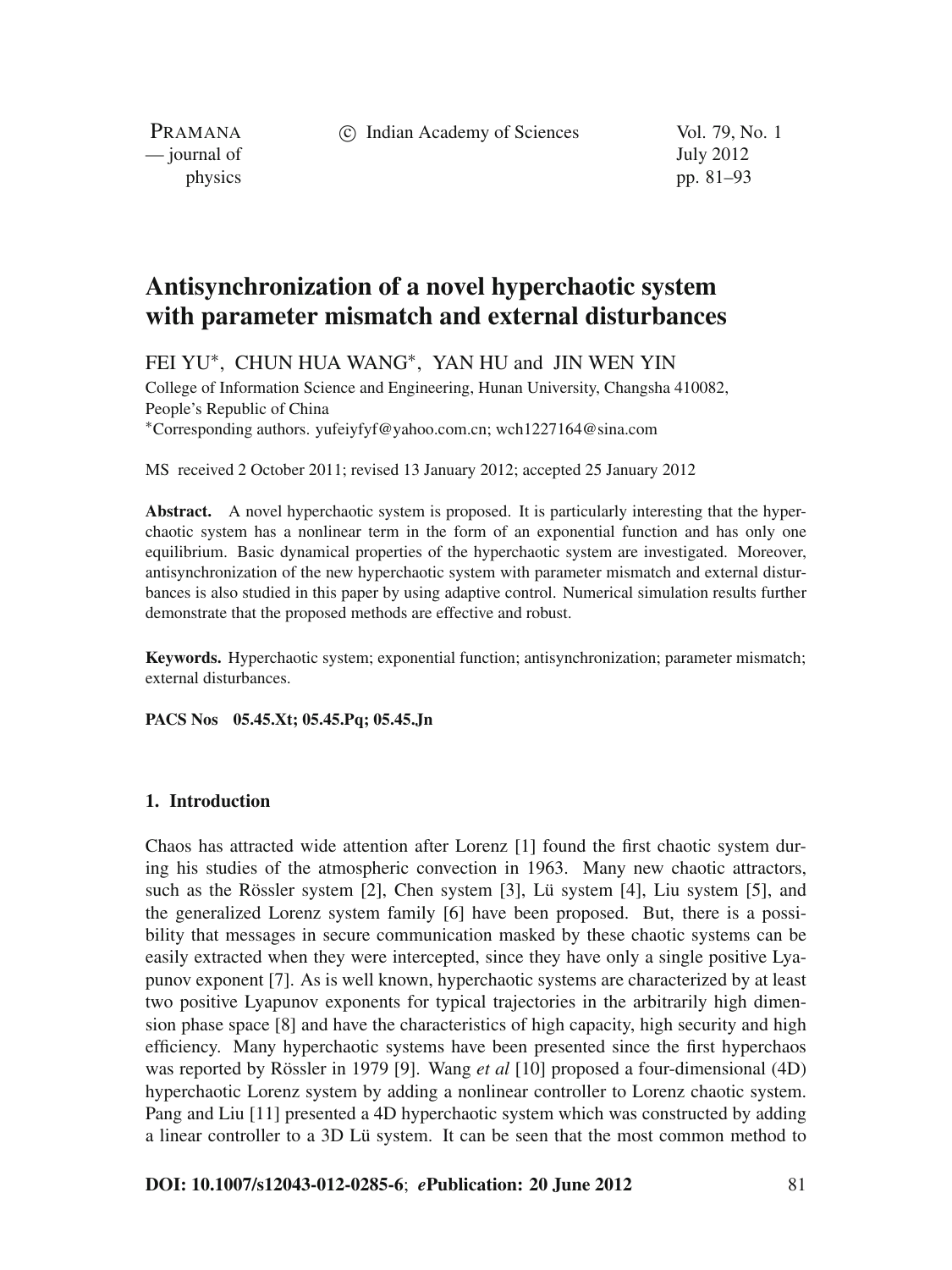# Antisynchronization of a novel hyperchaotic system with parameter mismatch and external disturbances

FEI YU*, CHUN HUA WANG*, YAN HU and JIN WEN YIN

College of Information Science and Engineering, Hunan University, Changsha 410082, People's Republic of China

*Corresponding authors. yufeiyfyf@yahoo.com.cn; wch1227164@sina.com

MS received 2 October 2011; revised 13 January 2012; accepted 25 January 2012

**Abstract.** A novel hyperchaotic system is proposed. It is particularly interesting that the hyperchaotic system has a nonlinear term in the form of an exponential function and has only one equilibrium. Basic dynamical properties of the hyperchaotic system are investigated. Moreover, antisynchronization of the new hyperchaotic system with parameter mismatch and external disturbances is also studied in this paper by using adaptive control. Numerical simulation results further demonstrate that the proposed methods are effective and robust.

**Keywords.** Hyperchaotic system; exponential function; antisynchronization; parameter mismatch; external disturbances.

**PACS Nos 05.45.Xt; 05.45.Pq; 05.45.Jn**

## 1. Introduction

Chaos has attracted wide attention after Lorenz [1] found the first chaotic system during his studies of the atmospheric convection in 1963. Many new chaotic attractors, such as the Rössler system [2], Chen system [3], Lü system [4], Liu system [5], and the generalized Lorenz system family [6] have been proposed. But, there is a possibility that messages in secure communication masked by these chaotic systems can be easily extracted when they were intercepted, since they have only a single positive Lyapunov exponent [7]. As is well known, hyperchaotic systems are characterized by at least two positive Lyapunov exponents for typical trajectories in the arbitrarily high dimension phase space [8] and have the characteristics of high capacity, high security and high efficiency. Many hyperchaotic systems have been presented since the first hyperchaos was reported by Rössler in 1979 [9]. Wang *et al* [10] proposed a four-dimensional (4D) hyperchaotic Lorenz system by adding a nonlinear controller to Lorenz chaotic system. Pang and Liu [11] presented a 4D hyperchaotic system which was constructed by adding a linear controller to a 3D Lü system. It can be seen that the most common method to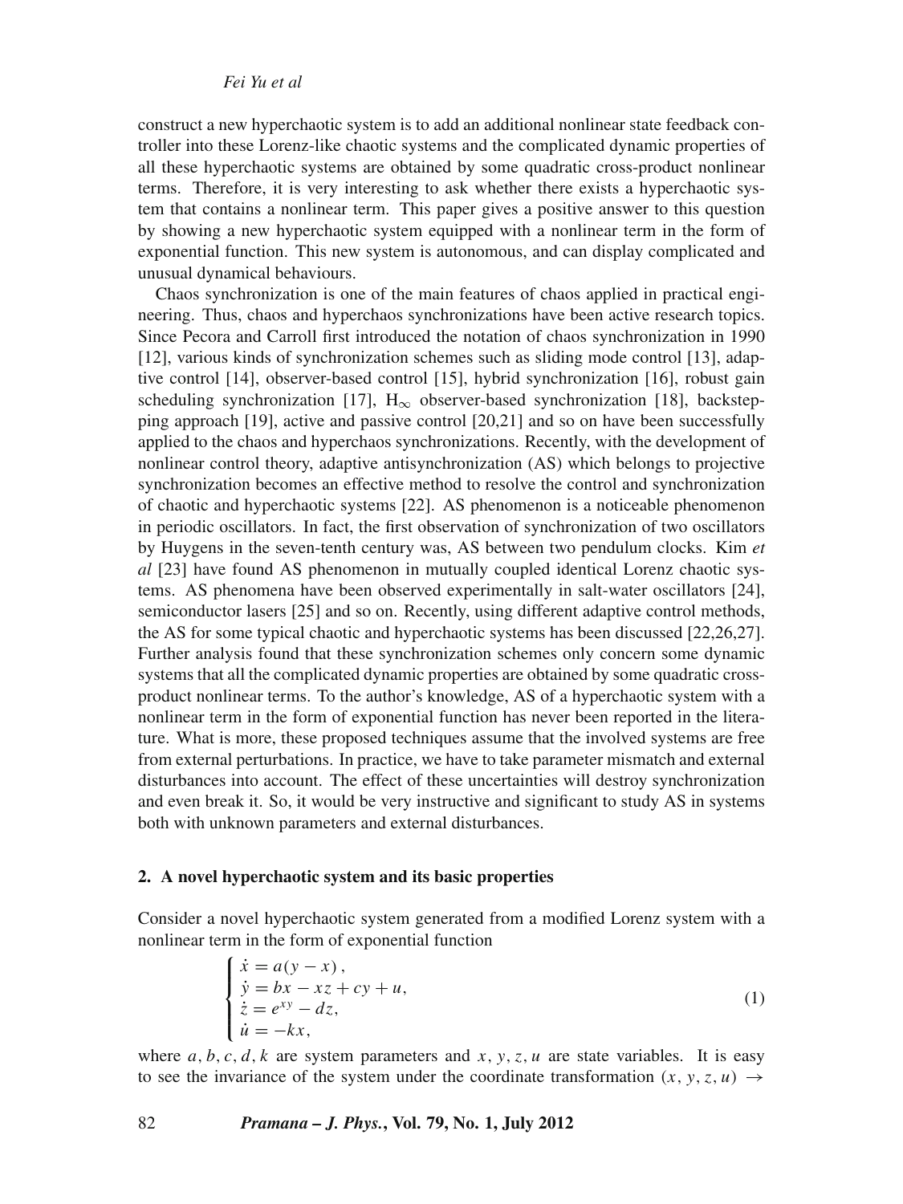construct a new hyperchaotic system is to add an additional nonlinear state feedback controller into these Lorenz-like chaotic systems and the complicated dynamic properties of all these hyperchaotic systems are obtained by some quadratic cross-product nonlinear terms. Therefore, it is very interesting to ask whether there exists a hyperchaotic system that contains a nonlinear term. This paper gives a positive answer to this question by showing a new hyperchaotic system equipped with a nonlinear term in the form of exponential function. This new system is autonomous, and can display complicated and unusual dynamical behaviours.

Chaos synchronization is one of the main features of chaos applied in practical engineering. Thus, chaos and hyperchaos synchronizations have been active research topics. Since Pecora and Carroll first introduced the notation of chaos synchronization in 1990 [12], various kinds of synchronization schemes such as sliding mode control [13], adaptive control [14], observer-based control [15], hybrid synchronization [16], robust gain scheduling synchronization [17], $H_\infty$ observer-based synchronization [18], backstepping approach [19], active and passive control [20,21] and so on have been successfully applied to the chaos and hyperchaos synchronizations. Recently, with the development of nonlinear control theory, adaptive antisynchronization (AS) which belongs to projective synchronization becomes an effective method to resolve the control and synchronization of chaotic and hyperchaotic systems [22]. AS phenomenon is a noticeable phenomenon in periodic oscillators. In fact, the first observation of synchronization of two oscillators by Huygens in the seven-tenth century was, AS between two pendulum clocks. Kim *et al* [23] have found AS phenomenon in mutually coupled identical Lorenz chaotic systems. AS phenomena have been observed experimentally in salt-water oscillators [24], semiconductor lasers [25] and so on. Recently, using different adaptive control methods, the AS for some typical chaotic and hyperchaotic systems has been discussed [22,26,27]. Further analysis found that these synchronization schemes only concern some dynamic systems that all the complicated dynamic properties are obtained by some quadratic cross-product nonlinear terms. To the author's knowledge, AS of a hyperchaotic system with a nonlinear term in the form of exponential function has never been reported in the literature. What is more, these proposed techniques assume that the involved systems are free from external perturbations. In practice, we have to take parameter mismatch and external disturbances into account. The effect of these uncertainties will destroy synchronization and even break it. So, it would be very instructive and significant to study AS in systems both with unknown parameters and external disturbances.

## 2. A novel hyperchaotic system and its basic properties

Consider a novel hyperchaotic system generated from a modified Lorenz system with a nonlinear term in the form of exponential function

$$
\begin{cases}
\dot{x} = a(y - x), \\
\dot{y} = bx - xz + cy + u, \\
\dot{z} = e^{xy} - dz, \\
\dot{u} = -kx,
\end{cases}
\tag{1}
$$

where $a, b, c, d, k$ are system parameters and $x, y, z, u$ are state variables. It is easy to see the invariance of the system under the coordinate transformation $(x, y, z, u) \rightarrow$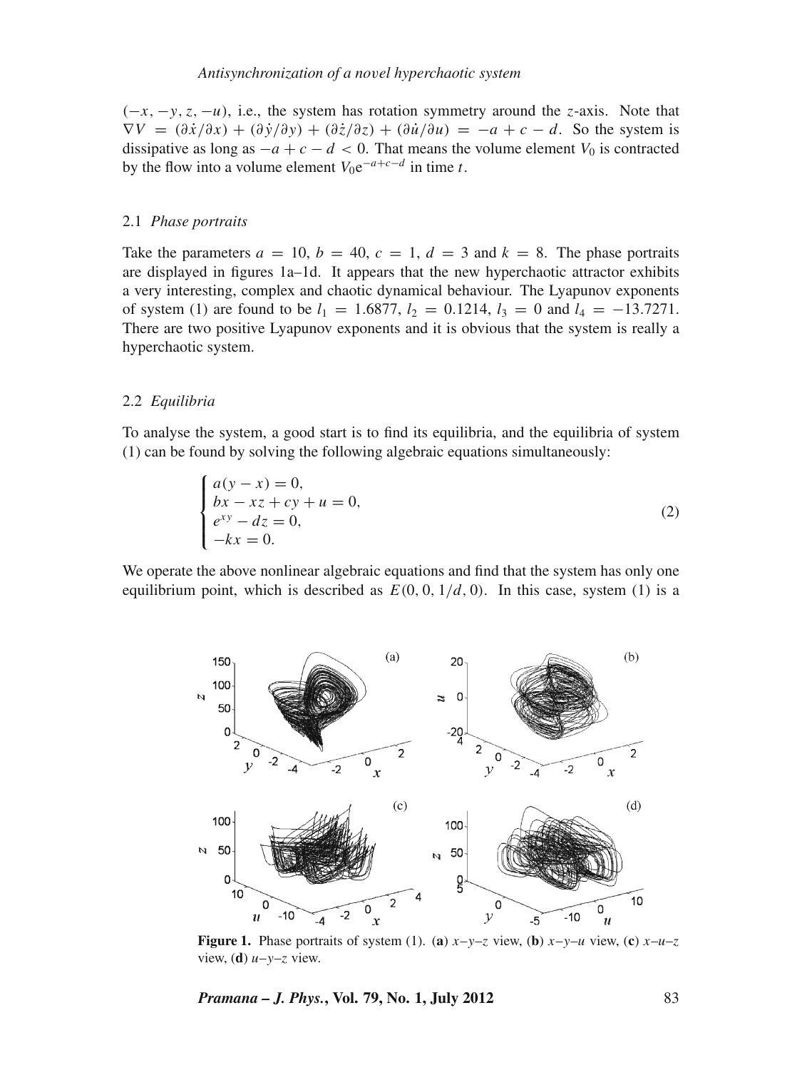$(-x, -y, z, -u)$, i.e., the system has rotation symmetry around the $z$-axis. Note that $\nabla V = (\partial \dot{x}/\partial x) + (\partial \dot{y}/\partial y) + (\partial \dot{z}/\partial z) + (\partial \dot{u}/\partial u) = -a + c - d$. So the system is dissipative as long as $-a + c - d < 0$. That means the volume element $V_0$ is contracted by the flow into a volume element $V_0 e^{-a+c-d}$ in time $t$.

### 2.1 *Phase portraits*

Take the parameters $a = 10$, $b = 40$, $c = 1$, $d = 3$ and $k = 8$. The phase portraits are displayed in figures 1a–1d. It appears that the new hyperchaotic attractor exhibits a very interesting, complex and chaotic dynamical behaviour. The Lyapunov exponents of system (1) are found to be $l_1 = 1.6877$, $l_2 = 0.1214$, $l_3 = 0$ and $l_4 = -13.7271$. There are two positive Lyapunov exponents and it is obvious that the system is really a hyperchaotic system.

### 2.2 *Equilibria*

To analyse the system, a good start is to find its equilibria, and the equilibria of system (1) can be found by solving the following algebraic equations simultaneously:

$$\begin{cases} a(y - x) = 0, \\ bx - xz + cy + u = 0, \\ e^{xy} - dz = 0, \\ -kx = 0. \end{cases} \tag{2}$$

We operate the above nonlinear algebraic equations and find that the system has only one equilibrium point, which is described as $E(0, 0, 1/d, 0)$. In this case, system (1) is a

**Figure 1.** Phase portraits of system (1). (**a**) $x$–$y$–$z$ view, (**b**) $x$–$y$–$u$ view, (**c**) $x$–$u$–$z$ view, (**d**) $u$–$y$–$z$ view.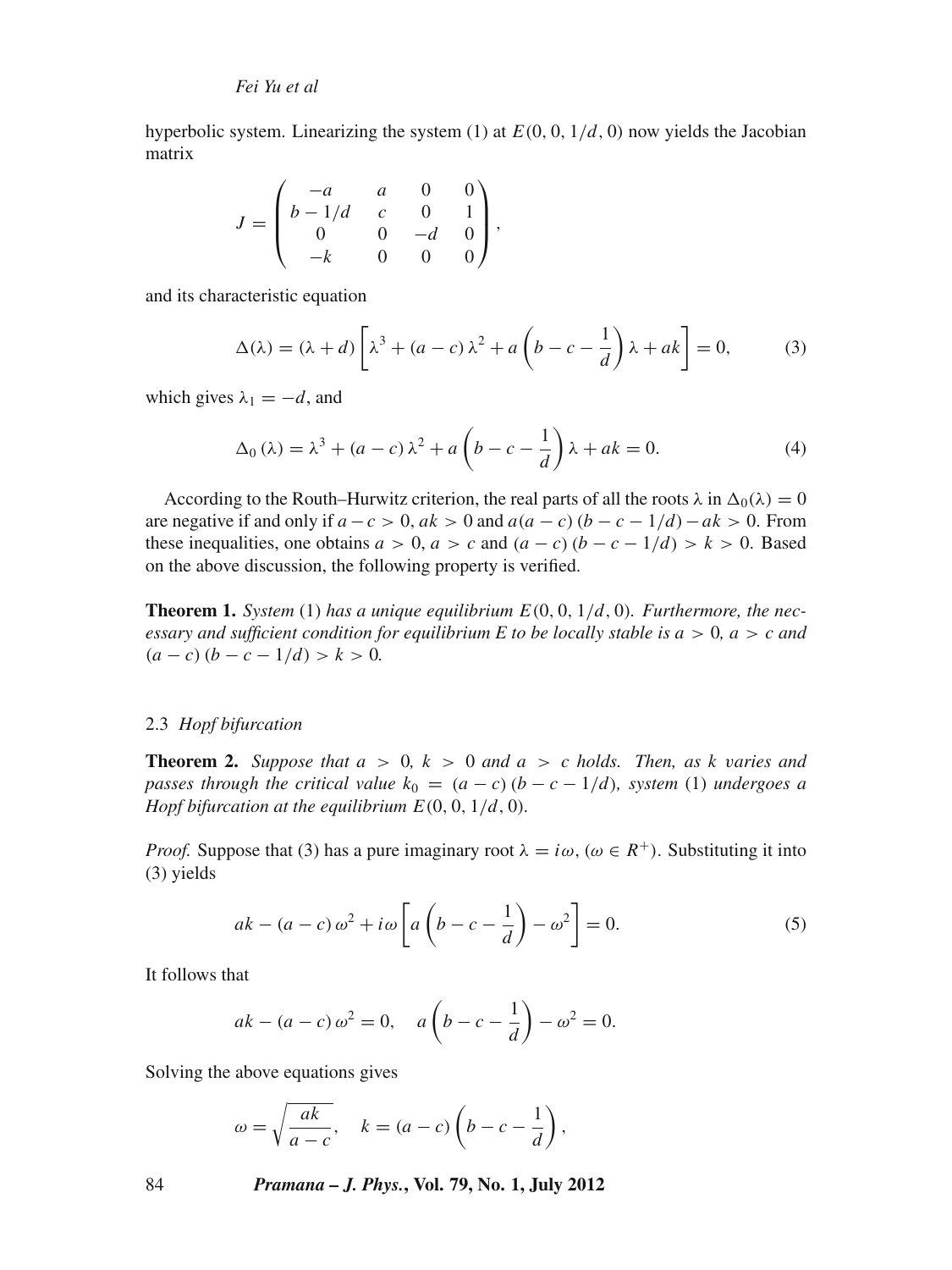hyperbolic system. Linearizing the system (1) at $E(0, 0, 1/d, 0)$ now yields the Jacobian matrix

$$J = \begin{pmatrix} -a & a & 0 & 0 \\ b - 1/d & c & 0 & 1 \\ 0 & 0 & -d & 0 \\ -k & 0 & 0 & 0 \end{pmatrix},$$

and its characteristic equation

$$\Delta(\lambda) = (\lambda + d) \left[ \lambda^3 + (a - c)\lambda^2 + a\left(b - c - \frac{1}{d}\right)\lambda + ak \right] = 0, \tag{3}$$

which gives $\lambda_1 = -d$, and

$$\Delta_0(\lambda) = \lambda^3 + (a - c)\lambda^2 + a\left(b - c - \frac{1}{d}\right)\lambda + ak = 0. \tag{4}$$

According to the Routh–Hurwitz criterion, the real parts of all the roots $\lambda$ in $\Delta_0(\lambda) = 0$ are negative if and only if $a - c > 0$, $ak > 0$ and $a(a - c)(b - c - 1/d) - ak > 0$. From these inequalities, one obtains $a > 0$, $a > c$ and $(a - c)(b - c - 1/d) > k > 0$. Based on the above discussion, the following property is verified.

**Theorem 1.** *System* (1) *has a unique equilibrium* $E(0, 0, 1/d, 0)$. *Furthermore, the necessary and sufficient condition for equilibrium E to be locally stable is* $a > 0$, $a > c$ *and* $(a - c)(b - c - 1/d) > k > 0$.

### 2.3 *Hopf bifurcation*

**Theorem 2.** *Suppose that* $a > 0$, $k > 0$ *and* $a > c$ *holds. Then, as k varies and passes through the critical value* $k_0 = (a - c)(b - c - 1/d)$, *system* (1) *undergoes a Hopf bifurcation at the equilibrium* $E(0, 0, 1/d, 0)$.

*Proof.* Suppose that (3) has a pure imaginary root $\lambda = i\omega$, $(\omega \in R^+)$. Substituting it into (3) yields

$$ak - (a - c)\omega^2 + i\omega\left[a\left(b - c - \frac{1}{d}\right) - \omega^2\right] = 0. \tag{5}$$

It follows that

$$ak - (a - c)\omega^2 = 0, \quad a\left(b - c - \frac{1}{d}\right) - \omega^2 = 0.$$

Solving the above equations gives

$$\omega = \sqrt{\frac{ak}{a - c}}, \quad k = (a - c)\left(b - c - \frac{1}{d}\right),$$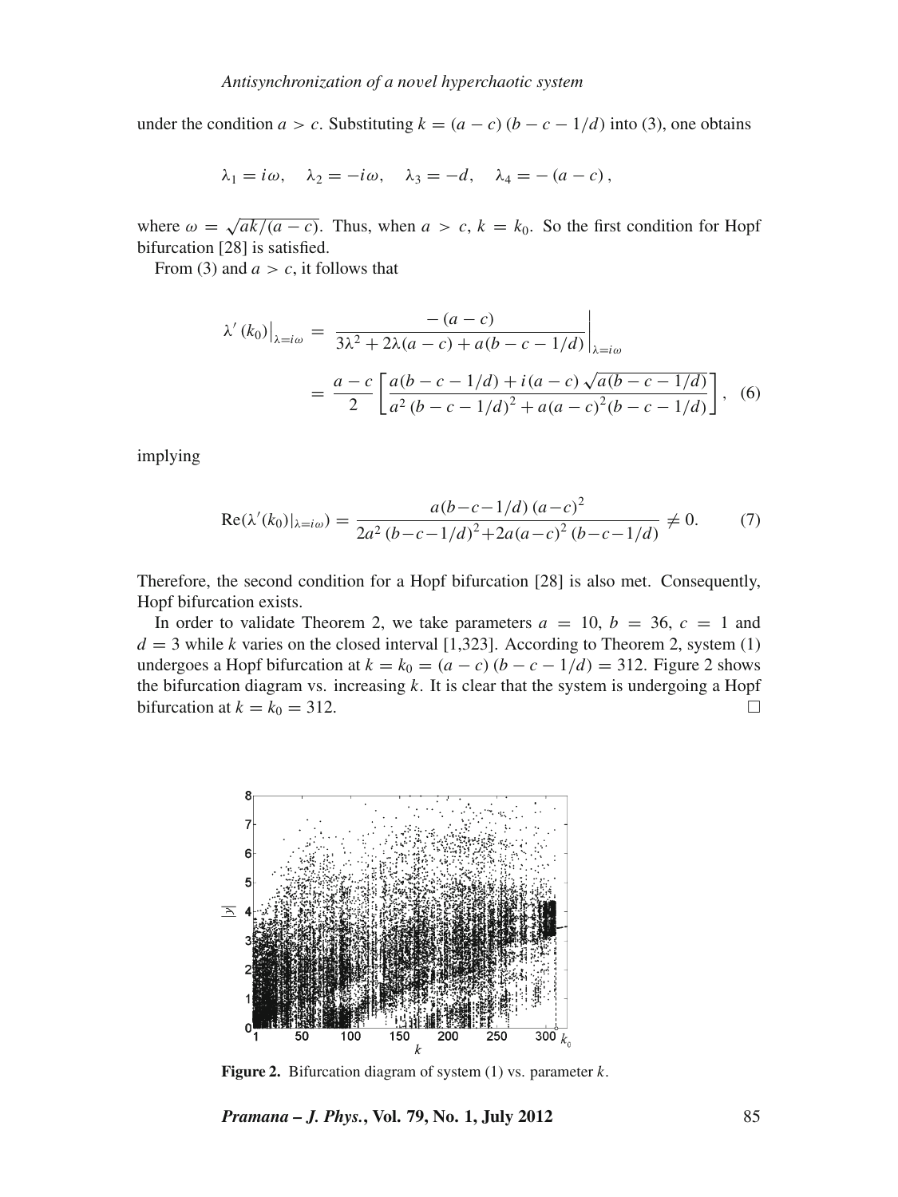under the condition $a > c$. Substituting $k = (a-c)(b-c-1/d)$ into (3), one obtains

$$\lambda_1 = i\omega, \quad \lambda_2 = -i\omega, \quad \lambda_3 = -d, \quad \lambda_4 = -(a-c),$$

where $\omega = \sqrt{ak/(a-c)}$. Thus, when $a > c$, $k = k_0$. So the first condition for Hopf bifurcation [28] is satisfied.

From (3) and $a > c$, it follows that

$$\begin{aligned}
\lambda'(k_0)\big|_{\lambda=i\omega} &= \left.\frac{-(a-c)}{3\lambda^2 + 2\lambda(a-c) + a(b-c-1/d)}\right|_{\lambda=i\omega} \\
&= \frac{a-c}{2}\left[\frac{a(b-c-1/d) + i(a-c)\sqrt{a(b-c-1/d)}}{a^2(b-c-1/d)^2 + a(a-c)^2(b-c-1/d)}\right], \quad (6)
\end{aligned}$$

implying

$$\mathrm{Re}(\lambda'(k_0)|_{\lambda=i\omega}) = \frac{a(b-c-1/d)(a-c)^2}{2a^2(b-c-1/d)^2 + 2a(a-c)^2(b-c-1/d)} \neq 0. \quad (7)$$

Therefore, the second condition for a Hopf bifurcation [28] is also met. Consequently, Hopf bifurcation exists.

In order to validate Theorem 2, we take parameters $a = 10$, $b = 36$, $c = 1$ and $d = 3$ while $k$ varies on the closed interval [1,323]. According to Theorem 2, system (1) undergoes a Hopf bifurcation at $k = k_0 = (a-c)(b-c-1/d) = 312$. Figure 2 shows the bifurcation diagram vs. increasing $k$. It is clear that the system is undergoing a Hopf bifurcation at $k = k_0 = 312$. □

**Figure 2.** Bifurcation diagram of system (1) vs. parameter $k$.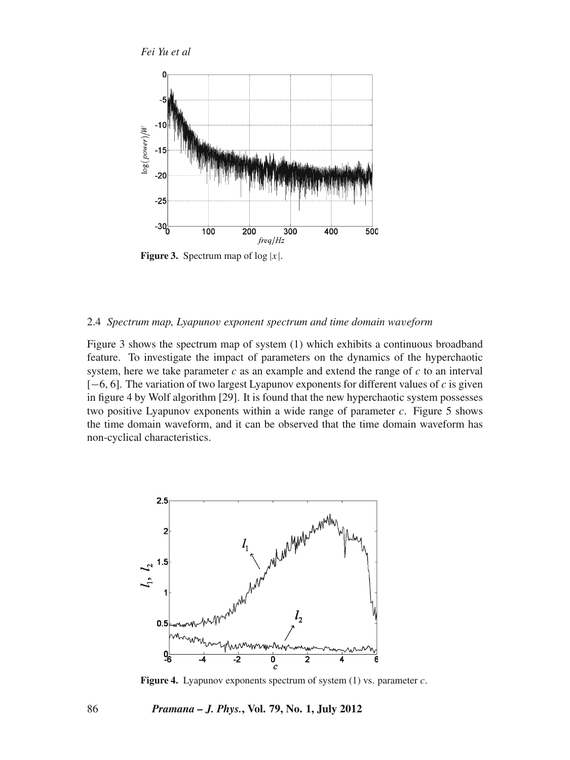Figure 3. Spectrum map of $\log |x|$.

### 2.4 *Spectrum map, Lyapunov exponent spectrum and time domain waveform*

Figure 3 shows the spectrum map of system (1) which exhibits a continuous broadband feature. To investigate the impact of parameters on the dynamics of the hyperchaotic system, here we take parameter $c$ as an example and extend the range of $c$ to an interval $[-6, 6]$. The variation of two largest Lyapunov exponents for different values of $c$ is given in figure 4 by Wolf algorithm [29]. It is found that the new hyperchaotic system possesses two positive Lyapunov exponents within a wide range of parameter $c$. Figure 5 shows the time domain waveform, and it can be observed that the time domain waveform has non-cyclical characteristics.

Figure 4. Lyapunov exponents spectrum of system (1) vs. parameter $c$.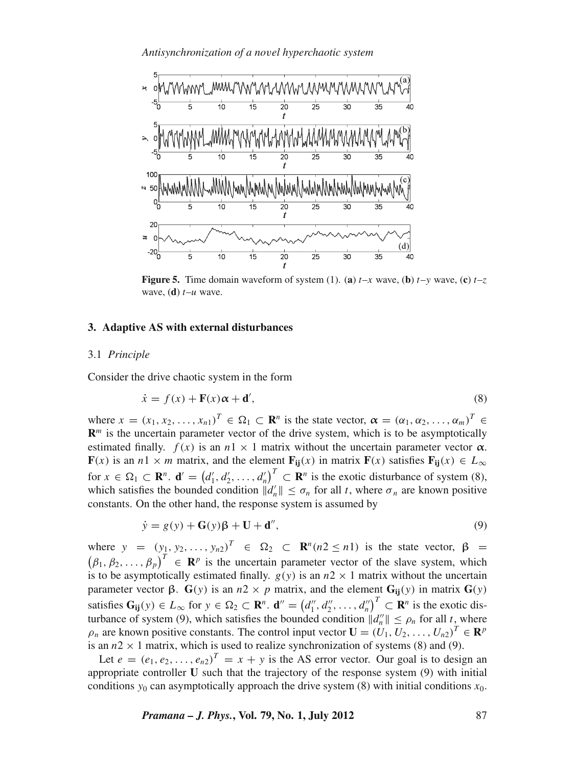**Figure 5.** Time domain waveform of system (1). (**a**) $t$–$x$ wave, (**b**) $t$–$y$ wave, (**c**) $t$–$z$ wave, (**d**) $t$–$u$ wave.

## 3. Adaptive AS with external disturbances

### 3.1 *Principle*

Consider the drive chaotic system in the form

$$\dot{x} = f(x) + \mathbf{F}(x)\boldsymbol{\alpha} + \mathbf{d}', \tag{8}$$

where $x = (x_1, x_2, \ldots, x_{n1})^T \in \Omega_1 \subset \mathbf{R}^n$ is the state vector, $\boldsymbol{\alpha} = (\alpha_1, \alpha_2, \ldots, \alpha_m)^T \in \mathbf{R}^m$ is the uncertain parameter vector of the drive system, which is to be asymptotically estimated finally. $f(x)$ is an $n1 \times 1$ matrix without the uncertain parameter vector $\boldsymbol{\alpha}$. $\mathbf{F}(x)$ is an $n1 \times m$ matrix, and the element $\mathbf{F_{ij}}(x)$ in matrix $\mathbf{F}(x)$ satisfies $\mathbf{F_{ij}}(x) \in L_\infty$ for $x \in \Omega_1 \subset \mathbf{R}^n$. $\mathbf{d}' = \left(d'_1, d'_2, \ldots, d'_n\right)^T \subset \mathbf{R}^n$ is the exotic disturbance of system (8), which satisfies the bounded condition $\|d'_n\| \leq \sigma_n$ for all $t$, where $\sigma_n$ are known positive constants. On the other hand, the response system is assumed by

$$\dot{y} = g(y) + \mathbf{G}(y)\boldsymbol{\beta} + \mathbf{U} + \mathbf{d}'', \tag{9}$$

where $y = (y_1, y_2, \ldots, y_{n2})^T \in \Omega_2 \subset \mathbf{R}^n (n2 \leq n1)$ is the state vector, $\boldsymbol{\beta} = \left(\beta_1, \beta_2, \ldots, \beta_p\right)^T \in \mathbf{R}^p$ is the uncertain parameter vector of the slave system, which is to be asymptotically estimated finally. $g(y)$ is an $n2 \times 1$ matrix without the uncertain parameter vector $\boldsymbol{\beta}$. $\mathbf{G}(y)$ is an $n2 \times p$ matrix, and the element $\mathbf{G_{ij}}(y)$ in matrix $\mathbf{G}(y)$ satisfies $\mathbf{G_{ij}}(y) \in L_\infty$ for $y \in \Omega_2 \subset \mathbf{R}^n$. $\mathbf{d}'' = \left(d''_1, d''_2, \ldots, d''_n\right)^T \subset \mathbf{R}^n$ is the exotic disturbance of system (9), which satisfies the bounded condition $\|d''_n\| \leq \rho_n$ for all $t$, where $\rho_n$ are known positive constants. The control input vector $\mathbf{U} = (U_1, U_2, \ldots, U_{n2})^T \in \mathbf{R}^p$ is an $n2 \times 1$ matrix, which is used to realize synchronization of systems (8) and (9).

Let $e = (e_1, e_2, \ldots, e_{n2})^T = x + y$ is the AS error vector. Our goal is to design an appropriate controller $\mathbf{U}$ such that the trajectory of the response system (9) with initial conditions $y_0$ can asymptotically approach the drive system (8) with initial conditions $x_0$.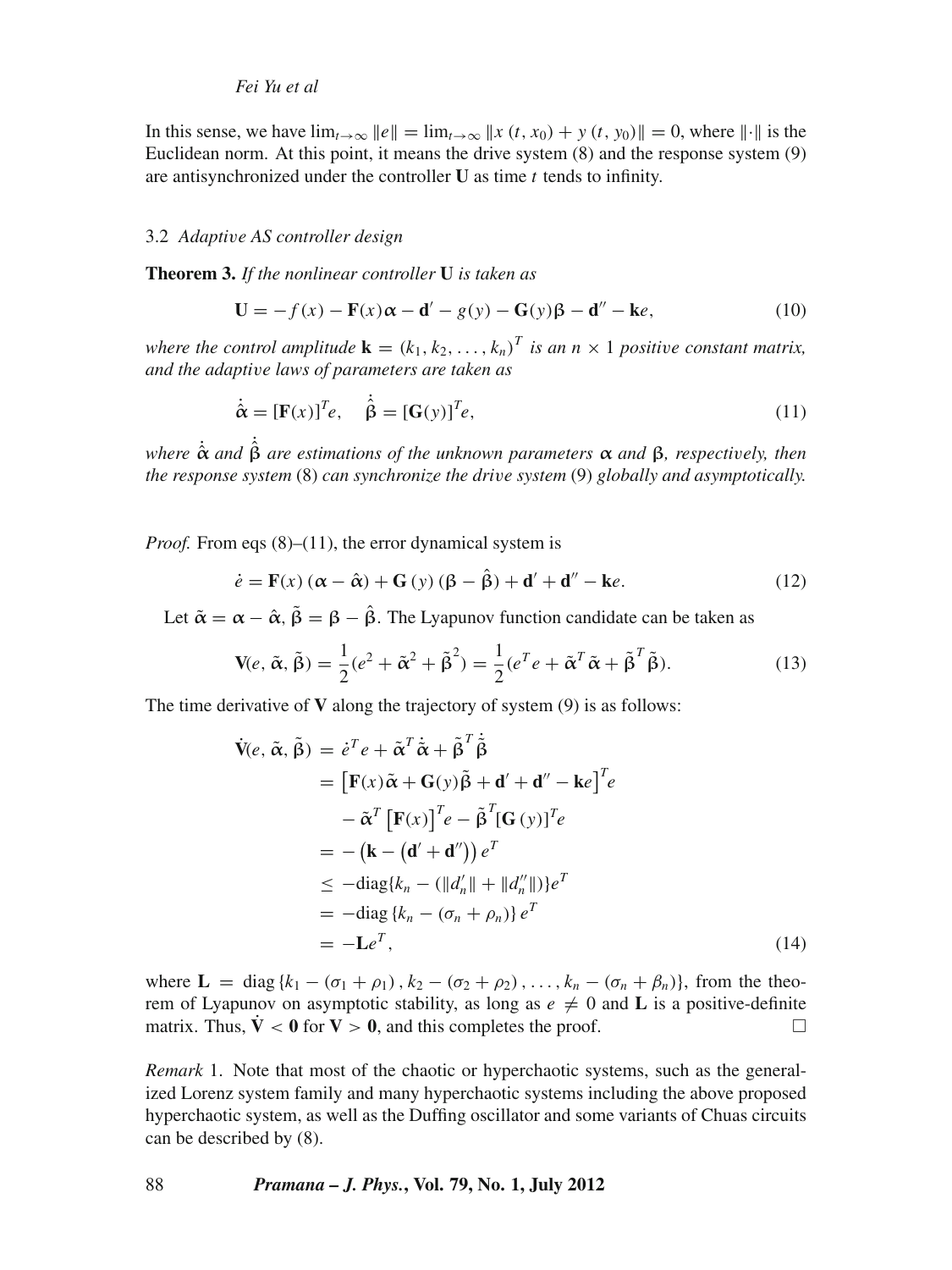In this sense, we have $\lim_{t\to\infty} \|e\| = \lim_{t\to\infty} \|x(t, x_0) + y(t, y_0)\| = 0$, where $\|\cdot\|$ is the Euclidean norm. At this point, it means the drive system (8) and the response system (9) are antisynchronized under the controller $\mathbf{U}$ as time $t$ tends to infinity.

### 3.2 *Adaptive AS controller design*

**Theorem 3.** *If the nonlinear controller* $\mathbf{U}$ *is taken as*

$$\mathbf{U} = -f(x) - \mathbf{F}(x)\boldsymbol{\alpha} - \mathbf{d}' - g(y) - \mathbf{G}(y)\boldsymbol{\beta} - \mathbf{d}'' - \mathbf{k}e, \tag{10}$$

*where the control amplitude* $\mathbf{k} = (k_1, k_2, \ldots, k_n)^T$ *is an* $n \times 1$ *positive constant matrix, and the adaptive laws of parameters are taken as*

$$\dot{\hat{\boldsymbol{\alpha}}} = [\mathbf{F}(x)]^T e, \quad \dot{\hat{\boldsymbol{\beta}}} = [\mathbf{G}(y)]^T e, \tag{11}$$

*where* $\dot{\hat{\boldsymbol{\alpha}}}$ *and* $\dot{\hat{\boldsymbol{\beta}}}$ *are estimations of the unknown parameters* $\boldsymbol{\alpha}$ *and* $\boldsymbol{\beta}$*, respectively, then the response system* (8) *can synchronize the drive system* (9) *globally and asymptotically.*

*Proof.* From eqs (8)–(11), the error dynamical system is

$$\dot{e} = \mathbf{F}(x)(\boldsymbol{\alpha} - \hat{\boldsymbol{\alpha}}) + \mathbf{G}(y)(\boldsymbol{\beta} - \hat{\boldsymbol{\beta}}) + \mathbf{d}' + \mathbf{d}'' - \mathbf{k}e. \tag{12}$$

Let $\tilde{\boldsymbol{\alpha}} = \boldsymbol{\alpha} - \hat{\boldsymbol{\alpha}}$, $\tilde{\boldsymbol{\beta}} = \boldsymbol{\beta} - \hat{\boldsymbol{\beta}}$. The Lyapunov function candidate can be taken as

$$\mathbf{V}(e, \tilde{\boldsymbol{\alpha}}, \tilde{\boldsymbol{\beta}}) = \frac{1}{2}(e^2 + \tilde{\boldsymbol{\alpha}}^2 + \tilde{\boldsymbol{\beta}}^2) = \frac{1}{2}(e^T e + \tilde{\boldsymbol{\alpha}}^T \tilde{\boldsymbol{\alpha}} + \tilde{\boldsymbol{\beta}}^T \tilde{\boldsymbol{\beta}}). \tag{13}$$

The time derivative of $\mathbf{V}$ along the trajectory of system (9) is as follows:

$$\begin{aligned}
\dot{\mathbf{V}}(e, \tilde{\boldsymbol{\alpha}}, \tilde{\boldsymbol{\beta}}) &= \dot{e}^T e + \tilde{\boldsymbol{\alpha}}^T \dot{\tilde{\boldsymbol{\alpha}}} + \tilde{\boldsymbol{\beta}}^T \dot{\tilde{\boldsymbol{\beta}}} \\
&= \left[\mathbf{F}(x)\tilde{\boldsymbol{\alpha}} + \mathbf{G}(y)\tilde{\boldsymbol{\beta}} + \mathbf{d}' + \mathbf{d}'' - \mathbf{k}e\right]^T e \\
&\quad - \tilde{\boldsymbol{\alpha}}^T \left[\mathbf{F}(x)\right]^T e - \tilde{\boldsymbol{\beta}}^T [\mathbf{G}(y)]^T e \\
&= -\left(\mathbf{k} - \left(\mathbf{d}' + \mathbf{d}''\right)\right) e^T \\
&\leq -\text{diag}\{k_n - (\|d_n'\| + \|d_n''\|)\} e^T \\
&= -\text{diag}\{k_n - (\sigma_n + \rho_n)\} e^T \\
&= -\mathbf{L}e^T,
\end{aligned} \tag{14}$$

where $\mathbf{L} = \text{diag}\{k_1 - (\sigma_1 + \rho_1), k_2 - (\sigma_2 + \rho_2), \ldots, k_n - (\sigma_n + \beta_n)\}$, from the theorem of Lyapunov on asymptotic stability, as long as $e \neq 0$ and $\mathbf{L}$ is a positive-definite matrix. Thus, $\dot{\mathbf{V}} < \mathbf{0}$ for $\mathbf{V} > \mathbf{0}$, and this completes the proof. □

*Remark* 1. Note that most of the chaotic or hyperchaotic systems, such as the generalized Lorenz system family and many hyperchaotic systems including the above proposed hyperchaotic system, as well as the Duffing oscillator and some variants of Chuas circuits can be described by (8).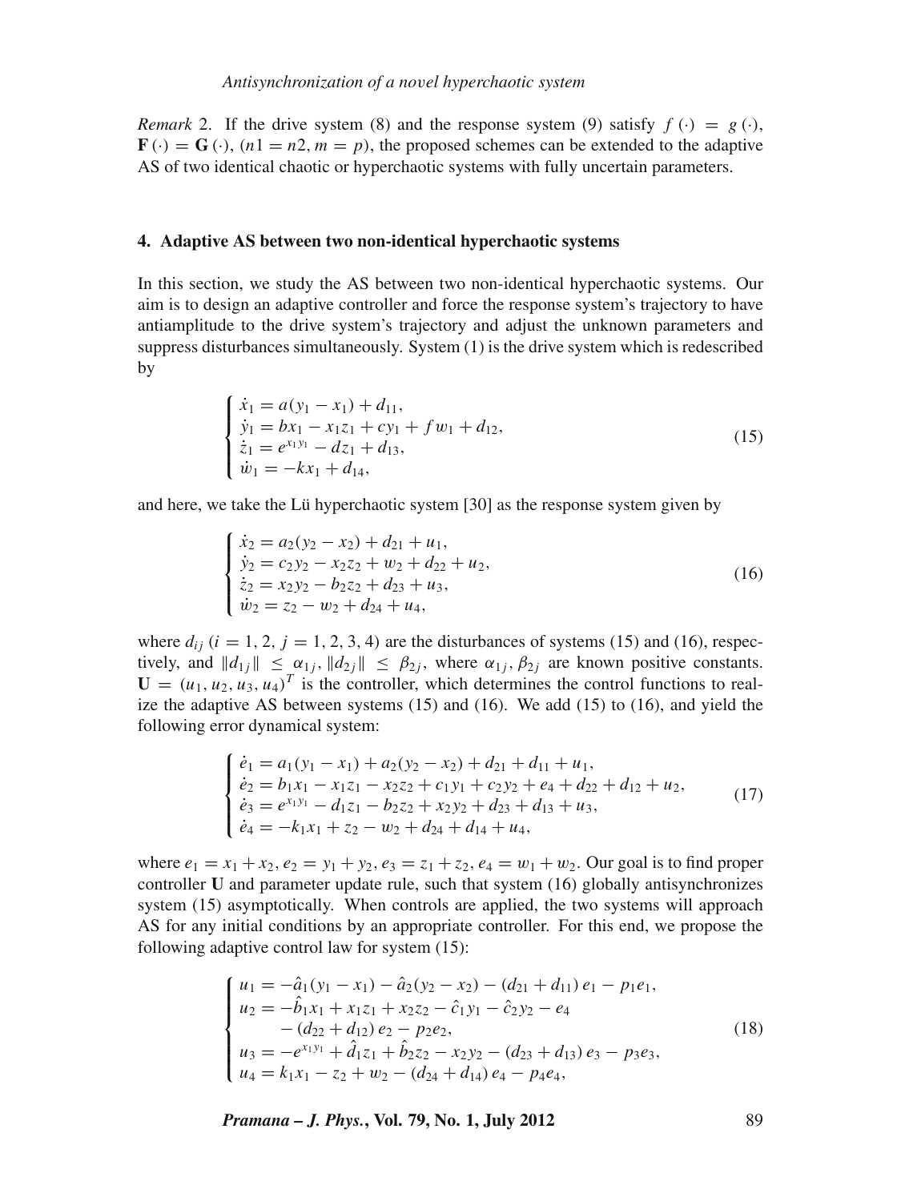*Remark* 2. If the drive system (8) and the response system (9) satisfy $f(\cdot) = g(\cdot)$, $\mathbf{F}(\cdot) = \mathbf{G}(\cdot)$, $(n1 = n2, m = p)$, the proposed schemes can be extended to the adaptive AS of two identical chaotic or hyperchaotic systems with fully uncertain parameters.

## 4. Adaptive AS between two non-identical hyperchaotic systems

In this section, we study the AS between two non-identical hyperchaotic systems. Our aim is to design an adaptive controller and force the response system's trajectory to have antiamplitude to the drive system's trajectory and adjust the unknown parameters and suppress disturbances simultaneously. System (1) is the drive system which is redescribed by

$$
\begin{cases}
\dot{x}_1 = a(y_1 - x_1) + d_{11}, \\
\dot{y}_1 = bx_1 - x_1 z_1 + cy_1 + f w_1 + d_{12}, \\
\dot{z}_1 = e^{x_1 y_1} - dz_1 + d_{13}, \\
\dot{w}_1 = -kx_1 + d_{14},
\end{cases}
\tag{15}
$$

and here, we take the Lü hyperchaotic system [30] as the response system given by

$$
\begin{cases}
\dot{x}_2 = a_2(y_2 - x_2) + d_{21} + u_1, \\
\dot{y}_2 = c_2 y_2 - x_2 z_2 + w_2 + d_{22} + u_2, \\
\dot{z}_2 = x_2 y_2 - b_2 z_2 + d_{23} + u_3, \\
\dot{w}_2 = z_2 - w_2 + d_{24} + u_4,
\end{cases}
\tag{16}
$$

where $d_{ij}$ $(i = 1, 2,\ j = 1, 2, 3, 4)$ are the disturbances of systems (15) and (16), respectively, and $\|d_{1j}\| \leq \alpha_{1j}$, $\|d_{2j}\| \leq \beta_{2j}$, where $\alpha_{1j}, \beta_{2j}$ are known positive constants. $\mathbf{U} = (u_1, u_2, u_3, u_4)^T$ is the controller, which determines the control functions to realize the adaptive AS between systems (15) and (16). We add (15) to (16), and yield the following error dynamical system:

$$
\begin{cases}
\dot{e}_1 = a_1(y_1 - x_1) + a_2(y_2 - x_2) + d_{21} + d_{11} + u_1, \\
\dot{e}_2 = b_1 x_1 - x_1 z_1 - x_2 z_2 + c_1 y_1 + c_2 y_2 + e_4 + d_{22} + d_{12} + u_2, \\
\dot{e}_3 = e^{x_1 y_1} - d_1 z_1 - b_2 z_2 + x_2 y_2 + d_{23} + d_{13} + u_3, \\
\dot{e}_4 = -k_1 x_1 + z_2 - w_2 + d_{24} + d_{14} + u_4,
\end{cases}
\tag{17}
$$

where $e_1 = x_1 + x_2$, $e_2 = y_1 + y_2$, $e_3 = z_1 + z_2$, $e_4 = w_1 + w_2$. Our goal is to find proper controller $\mathbf{U}$ and parameter update rule, such that system (16) globally antisynchronizes system (15) asymptotically. When controls are applied, the two systems will approach AS for any initial conditions by an appropriate controller. For this end, we propose the following adaptive control law for system (15):

$$
\begin{cases}
u_1 = -\hat{a}_1(y_1 - x_1) - \hat{a}_2(y_2 - x_2) - (d_{21} + d_{11})\, e_1 - p_1 e_1, \\
u_2 = -\hat{b}_1 x_1 + x_1 z_1 + x_2 z_2 - \hat{c}_1 y_1 - \hat{c}_2 y_2 - e_4 \\
\qquad - (d_{22} + d_{12})\, e_2 - p_2 e_2, \\
u_3 = -e^{x_1 y_1} + \hat{d}_1 z_1 + \hat{b}_2 z_2 - x_2 y_2 - (d_{23} + d_{13})\, e_3 - p_3 e_3, \\
u_4 = k_1 x_1 - z_2 + w_2 - (d_{24} + d_{14})\, e_4 - p_4 e_4,
\end{cases}
\tag{18}
$$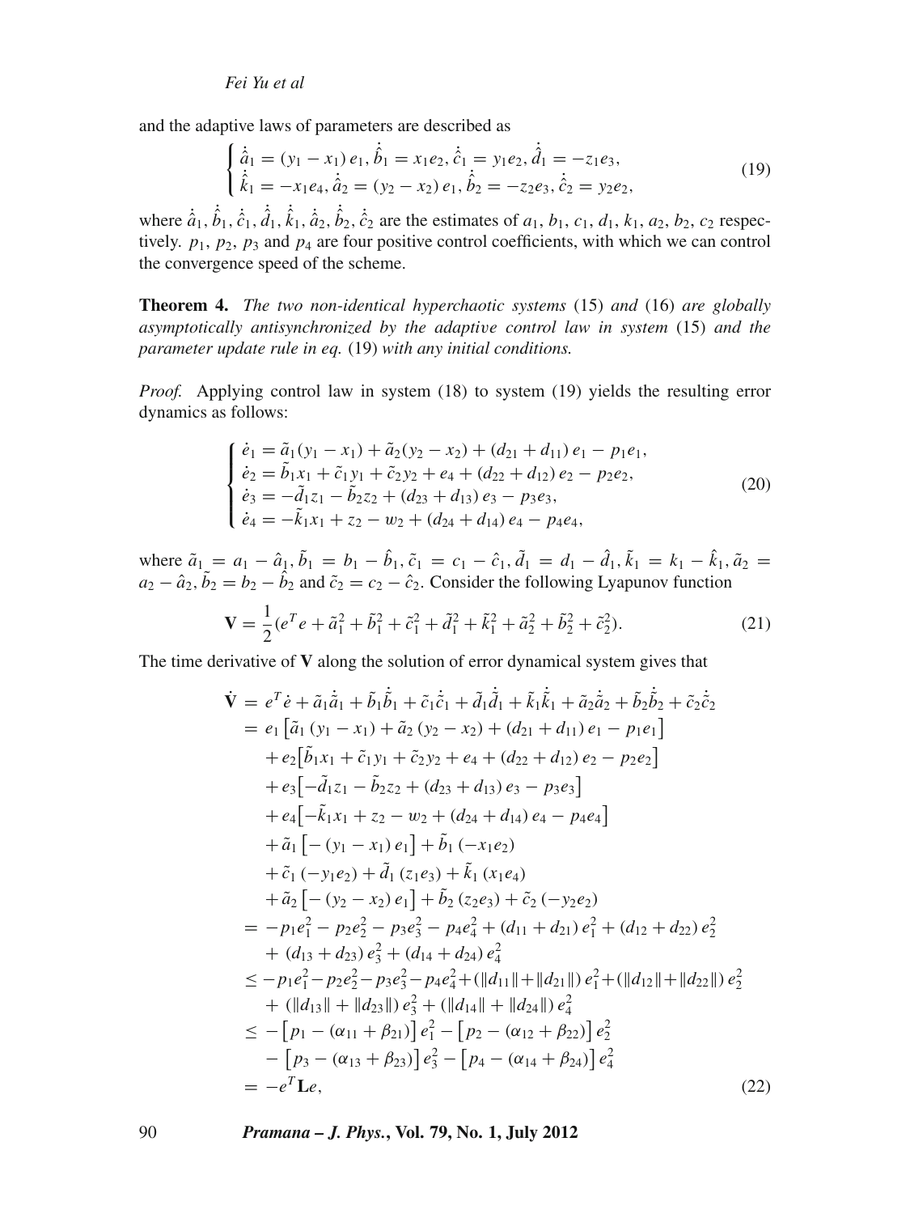and the adaptive laws of parameters are described as

$$\begin{cases} \dot{\hat{a}}_1 = (y_1 - x_1)\, e_1, \dot{\hat{b}}_1 = x_1 e_2, \dot{\hat{c}}_1 = y_1 e_2, \dot{\hat{d}}_1 = -z_1 e_3, \\ \dot{\hat{k}}_1 = -x_1 e_4, \dot{\hat{a}}_2 = (y_2 - x_2)\, e_1, \dot{\hat{b}}_2 = -z_2 e_3, \dot{\hat{c}}_2 = y_2 e_2, \end{cases} \tag{19}$$

where $\dot{\hat{a}}_1, \dot{\hat{b}}_1, \dot{\hat{c}}_1, \dot{\hat{d}}_1, \dot{\hat{k}}_1, \dot{\hat{a}}_2, \dot{\hat{b}}_2, \dot{\hat{c}}_2$ are the estimates of $a_1, b_1, c_1, d_1, k_1, a_2, b_2, c_2$ respectively. $p_1$, $p_2$, $p_3$ and $p_4$ are four positive control coefficients, with which we can control the convergence speed of the scheme.

**Theorem 4.** *The two non-identical hyperchaotic systems* (15) *and* (16) *are globally asymptotically antisynchronized by the adaptive control law in system* (15) *and the parameter update rule in eq.* (19) *with any initial conditions.*

*Proof.* Applying control law in system (18) to system (19) yields the resulting error dynamics as follows:

$$\begin{cases} \dot{e}_1 = \tilde{a}_1(y_1 - x_1) + \tilde{a}_2(y_2 - x_2) + (d_{21} + d_{11})\, e_1 - p_1 e_1, \\ \dot{e}_2 = \tilde{b}_1 x_1 + \tilde{c}_1 y_1 + \tilde{c}_2 y_2 + e_4 + (d_{22} + d_{12})\, e_2 - p_2 e_2, \\ \dot{e}_3 = -\tilde{d}_1 z_1 - \tilde{b}_2 z_2 + (d_{23} + d_{13})\, e_3 - p_3 e_3, \\ \dot{e}_4 = -\tilde{k}_1 x_1 + z_2 - w_2 + (d_{24} + d_{14})\, e_4 - p_4 e_4, \end{cases} \tag{20}$$

where $\tilde{a}_1 = a_1 - \hat{a}_1, \tilde{b}_1 = b_1 - \hat{b}_1, \tilde{c}_1 = c_1 - \hat{c}_1, \tilde{d}_1 = d_1 - \hat{d}_1, \tilde{k}_1 = k_1 - \hat{k}_1, \tilde{a}_2 = a_2 - \hat{a}_2, \tilde{b}_2 = b_2 - \hat{b}_2$ and $\tilde{c}_2 = c_2 - \hat{c}_2$. Consider the following Lyapunov function

$$\mathbf{V} = \frac{1}{2}(e^T e + \tilde{a}_1^2 + \tilde{b}_1^2 + \tilde{c}_1^2 + \tilde{d}_1^2 + \tilde{k}_1^2 + \tilde{a}_2^2 + \tilde{b}_2^2 + \tilde{c}_2^2). \tag{21}$$

The time derivative of $\mathbf{V}$ along the solution of error dynamical system gives that

$$\begin{aligned} \dot{\mathbf{V}} &= e^T \dot{e} + \tilde{a}_1 \dot{\tilde{a}}_1 + \tilde{b}_1 \dot{\tilde{b}}_1 + \tilde{c}_1 \dot{\tilde{c}}_1 + \tilde{d}_1 \dot{\tilde{d}}_1 + \tilde{k}_1 \dot{\tilde{k}}_1 + \tilde{a}_2 \dot{\tilde{a}}_2 + \tilde{b}_2 \dot{\tilde{b}}_2 + \tilde{c}_2 \dot{\tilde{c}}_2 \\ &= e_1 \left[ \tilde{a}_1 (y_1 - x_1) + \tilde{a}_2 (y_2 - x_2) + (d_{21} + d_{11})\, e_1 - p_1 e_1 \right] \\ &\quad + e_2 \left[ \tilde{b}_1 x_1 + \tilde{c}_1 y_1 + \tilde{c}_2 y_2 + e_4 + (d_{22} + d_{12})\, e_2 - p_2 e_2 \right] \\ &\quad + e_3 \left[ -\tilde{d}_1 z_1 - \tilde{b}_2 z_2 + (d_{23} + d_{13})\, e_3 - p_3 e_3 \right] \\ &\quad + e_4 \left[ -\tilde{k}_1 x_1 + z_2 - w_2 + (d_{24} + d_{14})\, e_4 - p_4 e_4 \right] \\ &\quad + \tilde{a}_1 \left[ -(y_1 - x_1)\, e_1 \right] + \tilde{b}_1 (-x_1 e_2) \\ &\quad + \tilde{c}_1 (-y_1 e_2) + \tilde{d}_1 (z_1 e_3) + \tilde{k}_1 (x_1 e_4) \\ &\quad + \tilde{a}_2 \left[ -(y_2 - x_2)\, e_1 \right] + \tilde{b}_2 (z_2 e_3) + \tilde{c}_2 (-y_2 e_2) \\ &= -p_1 e_1^2 - p_2 e_2^2 - p_3 e_3^2 - p_4 e_4^2 + (d_{11} + d_{21})\, e_1^2 + (d_{12} + d_{22})\, e_2^2 \\ &\quad + (d_{13} + d_{23})\, e_3^2 + (d_{14} + d_{24})\, e_4^2 \\ &\le -p_1 e_1^2 - p_2 e_2^2 - p_3 e_3^2 - p_4 e_4^2 + (\|d_{11}\| + \|d_{21}\|)\, e_1^2 + (\|d_{12}\| + \|d_{22}\|)\, e_2^2 \\ &\quad + (\|d_{13}\| + \|d_{23}\|)\, e_3^2 + (\|d_{14}\| + \|d_{24}\|)\, e_4^2 \\ &\le -\left[ p_1 - (\alpha_{11} + \beta_{21}) \right] e_1^2 - \left[ p_2 - (\alpha_{12} + \beta_{22}) \right] e_2^2 \\ &\quad - \left[ p_3 - (\alpha_{13} + \beta_{23}) \right] e_3^2 - \left[ p_4 - (\alpha_{14} + \beta_{24}) \right] e_4^2 \\ &= -e^T \mathbf{L} e, \end{aligned} \tag{22}$$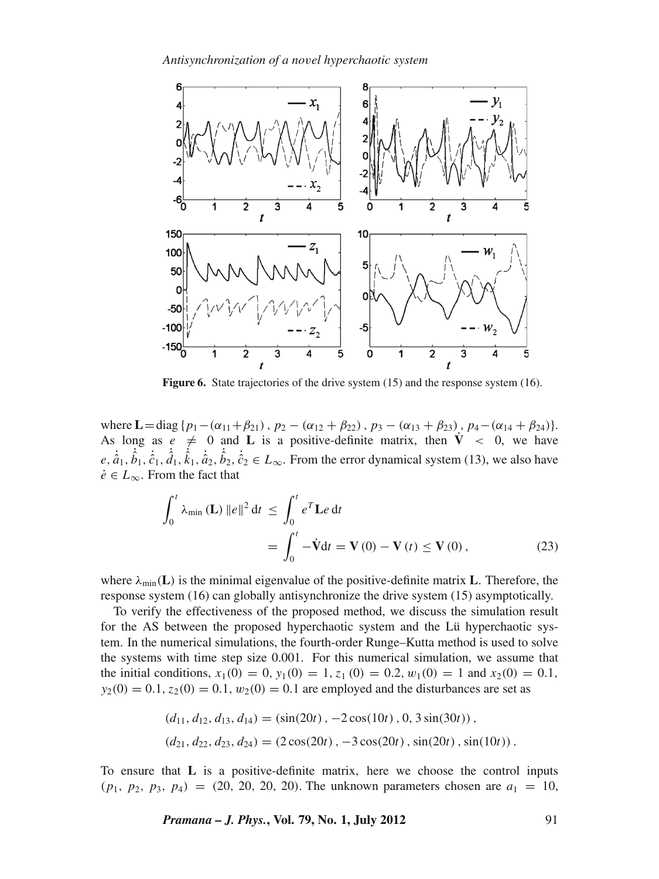**Figure 6.** State trajectories of the drive system (15) and the response system (16).

where $\mathbf{L} = \text{diag}\{p_1 - (\alpha_{11} + \beta_{21}), p_2 - (\alpha_{12} + \beta_{22}), p_3 - (\alpha_{13} + \beta_{23}), p_4 - (\alpha_{14} + \beta_{24})\}$. As long as $e \neq 0$ and $\mathbf{L}$ is a positive-definite matrix, then $\dot{\mathbf{V}} < 0$, we have $e, \dot{\hat{a}}_1, \dot{\hat{b}}_1, \dot{\hat{c}}_1, \dot{\hat{d}}_1, \dot{\hat{k}}_1, \dot{\hat{a}}_2, \dot{\hat{b}}_2, \dot{\hat{c}}_2 \in L_\infty$. From the error dynamical system (13), we also have $\dot{e} \in L_\infty$. From the fact that

$$\begin{aligned}\int_0^t \lambda_{\min}(\mathbf{L}) \|e\|^2 \, \mathrm{d}t &\leq \int_0^t e^T \mathbf{L} e \, \mathrm{d}t \\ &= \int_0^t -\dot{\mathbf{V}} \mathrm{d}t = \mathbf{V}(0) - \mathbf{V}(t) \leq \mathbf{V}(0), \end{aligned} \tag{23}$$

where $\lambda_{\min}(\mathbf{L})$ is the minimal eigenvalue of the positive-definite matrix $\mathbf{L}$. Therefore, the response system (16) can globally antisynchronize the drive system (15) asymptotically.

To verify the effectiveness of the proposed method, we discuss the simulation result for the AS between the proposed hyperchaotic system and the Lü hyperchaotic system. In the numerical simulations, the fourth-order Runge–Kutta method is used to solve the systems with time step size 0.001. For this numerical simulation, we assume that the initial conditions, $x_1(0) = 0$, $y_1(0) = 1$, $z_1(0) = 0.2$, $w_1(0) = 1$ and $x_2(0) = 0.1$, $y_2(0) = 0.1$, $z_2(0) = 0.1$, $w_2(0) = 0.1$ are employed and the disturbances are set as

$$(d_{11}, d_{12}, d_{13}, d_{14}) = (\sin(20t), -2\cos(10t), 0, 3\sin(30t)),$$

$$(d_{21}, d_{22}, d_{23}, d_{24}) = (2\cos(20t), -3\cos(20t), \sin(20t), \sin(10t)).$$

To ensure that $\mathbf{L}$ is a positive-definite matrix, here we choose the control inputs $(p_1, p_2, p_3, p_4) = (20, 20, 20, 20)$. The unknown parameters chosen are $a_1 = 10$,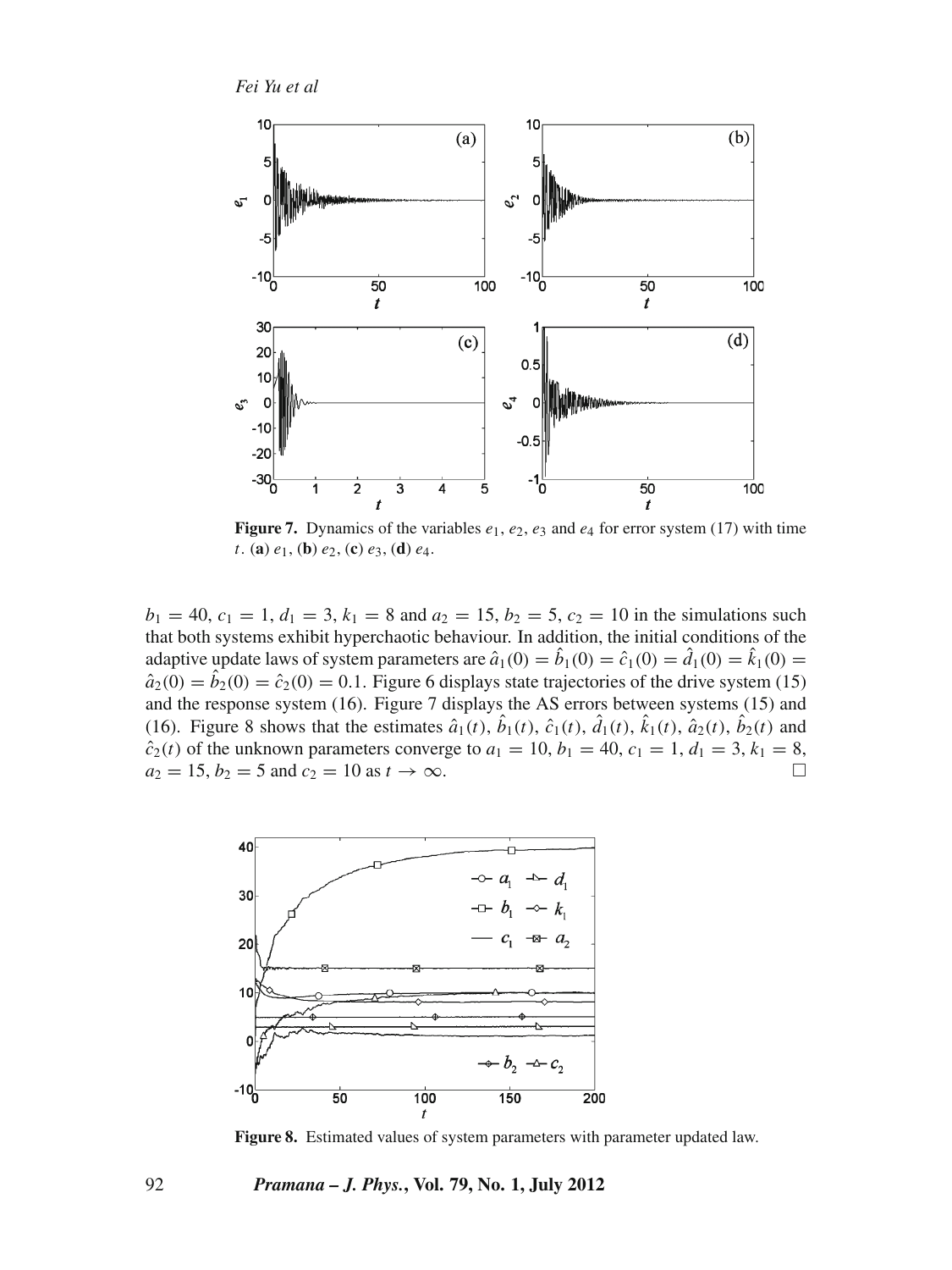**Figure 7.** Dynamics of the variables $e_1$, $e_2$, $e_3$ and $e_4$ for error system (17) with time $t$. (**a**) $e_1$, (**b**) $e_2$, (**c**) $e_3$, (**d**) $e_4$.

$b_1 = 40$, $c_1 = 1$, $d_1 = 3$, $k_1 = 8$ and $a_2 = 15$, $b_2 = 5$, $c_2 = 10$ in the simulations such that both systems exhibit hyperchaotic behaviour. In addition, the initial conditions of the adaptive update laws of system parameters are $\hat{a}_1(0) = \hat{b}_1(0) = \hat{c}_1(0) = \hat{d}_1(0) = \hat{k}_1(0) = \hat{a}_2(0) = \hat{b}_2(0) = \hat{c}_2(0) = 0.1$. Figure 6 displays state trajectories of the drive system (15) and the response system (16). Figure 7 displays the AS errors between systems (15) and (16). Figure 8 shows that the estimates $\hat{a}_1(t)$, $\hat{b}_1(t)$, $\hat{c}_1(t)$, $\hat{d}_1(t)$, $\hat{k}_1(t)$, $\hat{a}_2(t)$, $\hat{b}_2(t)$ and $\hat{c}_2(t)$ of the unknown parameters converge to $a_1 = 10$, $b_1 = 40$, $c_1 = 1$, $d_1 = 3$, $k_1 = 8$, $a_2 = 15$, $b_2 = 5$ and $c_2 = 10$ as $t \to \infty$. □

**Figure 8.** Estimated values of system parameters with parameter updated law.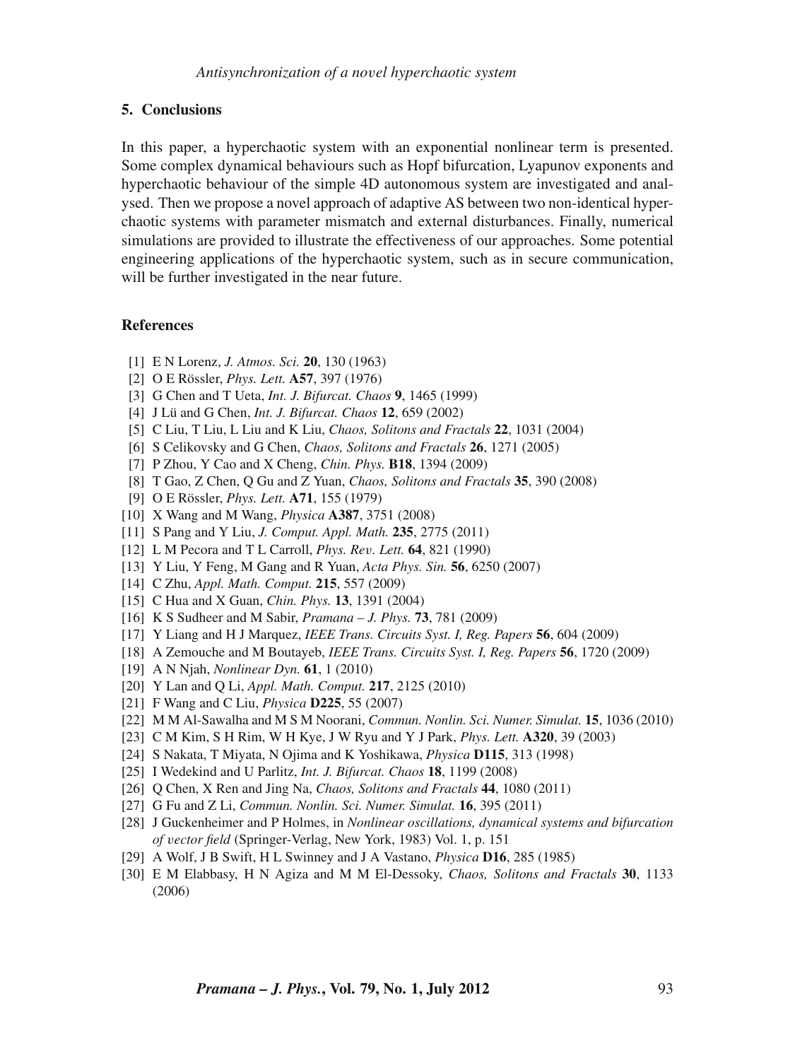## 5. Conclusions

In this paper, a hyperchaotic system with an exponential nonlinear term is presented. Some complex dynamical behaviours such as Hopf bifurcation, Lyapunov exponents and hyperchaotic behaviour of the simple 4D autonomous system are investigated and analysed. Then we propose a novel approach of adaptive AS between two non-identical hyperchaotic systems with parameter mismatch and external disturbances. Finally, numerical simulations are provided to illustrate the effectiveness of our approaches. Some potential engineering applications of the hyperchaotic system, such as in secure communication, will be further investigated in the near future.

## References

[1] E N Lorenz, *J. Atmos. Sci.* **20**, 130 (1963)
[2] O E Rössler, *Phys. Lett.* **A57**, 397 (1976)
[3] G Chen and T Ueta, *Int. J. Bifurcat. Chaos* **9**, 1465 (1999)
[4] J Lü and G Chen, *Int. J. Bifurcat. Chaos* **12**, 659 (2002)
[5] C Liu, T Liu, L Liu and K Liu, *Chaos, Solitons and Fractals* **22**, 1031 (2004)
[6] S Celikovsky and G Chen, *Chaos, Solitons and Fractals* **26**, 1271 (2005)
[7] P Zhou, Y Cao and X Cheng, *Chin. Phys.* **B18**, 1394 (2009)
[8] T Gao, Z Chen, Q Gu and Z Yuan, *Chaos, Solitons and Fractals* **35**, 390 (2008)
[9] O E Rössler, *Phys. Lett.* **A71**, 155 (1979)
[10] X Wang and M Wang, *Physica* **A387**, 3751 (2008)
[11] S Pang and Y Liu, *J. Comput. Appl. Math.* **235**, 2775 (2011)
[12] L M Pecora and T L Carroll, *Phys. Rev. Lett.* **64**, 821 (1990)
[13] Y Liu, Y Feng, M Gang and R Yuan, *Acta Phys. Sin.* **56**, 6250 (2007)
[14] C Zhu, *Appl. Math. Comput.* **215**, 557 (2009)
[15] C Hua and X Guan, *Chin. Phys.* **13**, 1391 (2004)
[16] K S Sudheer and M Sabir, *Pramana – J. Phys.* **73**, 781 (2009)
[17] Y Liang and H J Marquez, *IEEE Trans. Circuits Syst. I, Reg. Papers* **56**, 604 (2009)
[18] A Zemouche and M Boutayeb, *IEEE Trans. Circuits Syst. I, Reg. Papers* **56**, 1720 (2009)
[19] A N Njah, *Nonlinear Dyn.* **61**, 1 (2010)
[20] Y Lan and Q Li, *Appl. Math. Comput.* **217**, 2125 (2010)
[21] F Wang and C Liu, *Physica* **D225**, 55 (2007)
[22] M M Al-Sawalha and M S M Noorani, *Commun. Nonlin. Sci. Numer. Simulat.* **15**, 1036 (2010)
[23] C M Kim, S H Rim, W H Kye, J W Ryu and Y J Park, *Phys. Lett.* **A320**, 39 (2003)
[24] S Nakata, T Miyata, N Ojima and K Yoshikawa, *Physica* **D115**, 313 (1998)
[25] I Wedekind and U Parlitz, *Int. J. Bifurcat. Chaos* **18**, 1199 (2008)
[26] Q Chen, X Ren and Jing Na, *Chaos, Solitons and Fractals* **44**, 1080 (2011)
[27] G Fu and Z Li, *Commun. Nonlin. Sci. Numer. Simulat.* **16**, 395 (2011)
[28] J Guckenheimer and P Holmes, in *Nonlinear oscillations, dynamical systems and bifurcation of vector field* (Springer-Verlag, New York, 1983) Vol. 1, p. 151
[29] A Wolf, J B Swift, H L Swinney and J A Vastano, *Physica* **D16**, 285 (1985)
[30] E M Elabbasy, H N Agiza and M M El-Dessoky, *Chaos, Solitons and Fractals* **30**, 1133 (2006)